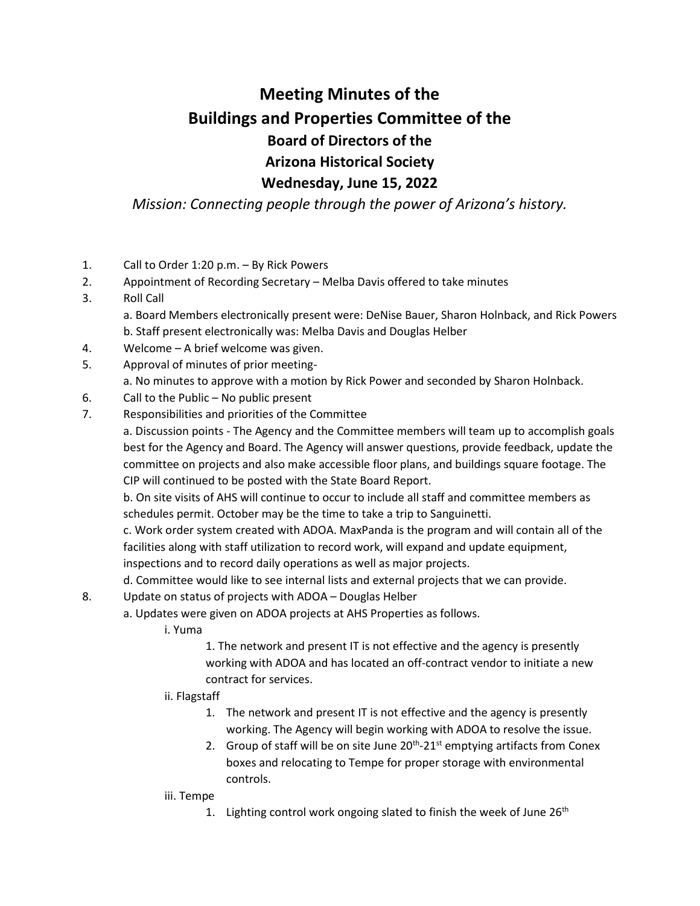# Meeting Minutes of the
# Buildings and Properties Committee of the
## Board of Directors of the
## Arizona Historical Society
## Wednesday, June 15, 2022

*Mission: Connecting people through the power of Arizona's history.*

1. Call to Order 1:20 p.m. – By Rick Powers
2. Appointment of Recording Secretary – Melba Davis offered to take minutes
3. Roll Call
   a. Board Members electronically present were: DeNise Bauer, Sharon Holnback, and Rick Powers
   b. Staff present electronically was: Melba Davis and Douglas Helber
4. Welcome – A brief welcome was given.
5. Approval of minutes of prior meeting-
   a. No minutes to approve with a motion by Rick Power and seconded by Sharon Holnback.
6. Call to the Public – No public present
7. Responsibilities and priorities of the Committee
   a. Discussion points - The Agency and the Committee members will team up to accomplish goals best for the Agency and Board. The Agency will answer questions, provide feedback, update the committee on projects and also make accessible floor plans, and buildings square footage. The CIP will continued to be posted with the State Board Report.
   b. On site visits of AHS will continue to occur to include all staff and committee members as schedules permit. October may be the time to take a trip to Sanguinetti.
   c. Work order system created with ADOA. MaxPanda is the program and will contain all of the facilities along with staff utilization to record work, will expand and update equipment, inspections and to record daily operations as well as major projects.
   d. Committee would like to see internal lists and external projects that we can provide.
8. Update on status of projects with ADOA – Douglas Helber
   a. Updates were given on ADOA projects at AHS Properties as follows.
      i. Yuma
         1. The network and present IT is not effective and the agency is presently working with ADOA and has located an off-contract vendor to initiate a new contract for services.
      ii. Flagstaff
         1. The network and present IT is not effective and the agency is presently working. The Agency will begin working with ADOA to resolve the issue.
         2. Group of staff will be on site June 20th-21st emptying artifacts from Conex boxes and relocating to Tempe for proper storage with environmental controls.
      iii. Tempe
         1. Lighting control work ongoing slated to finish the week of June 26th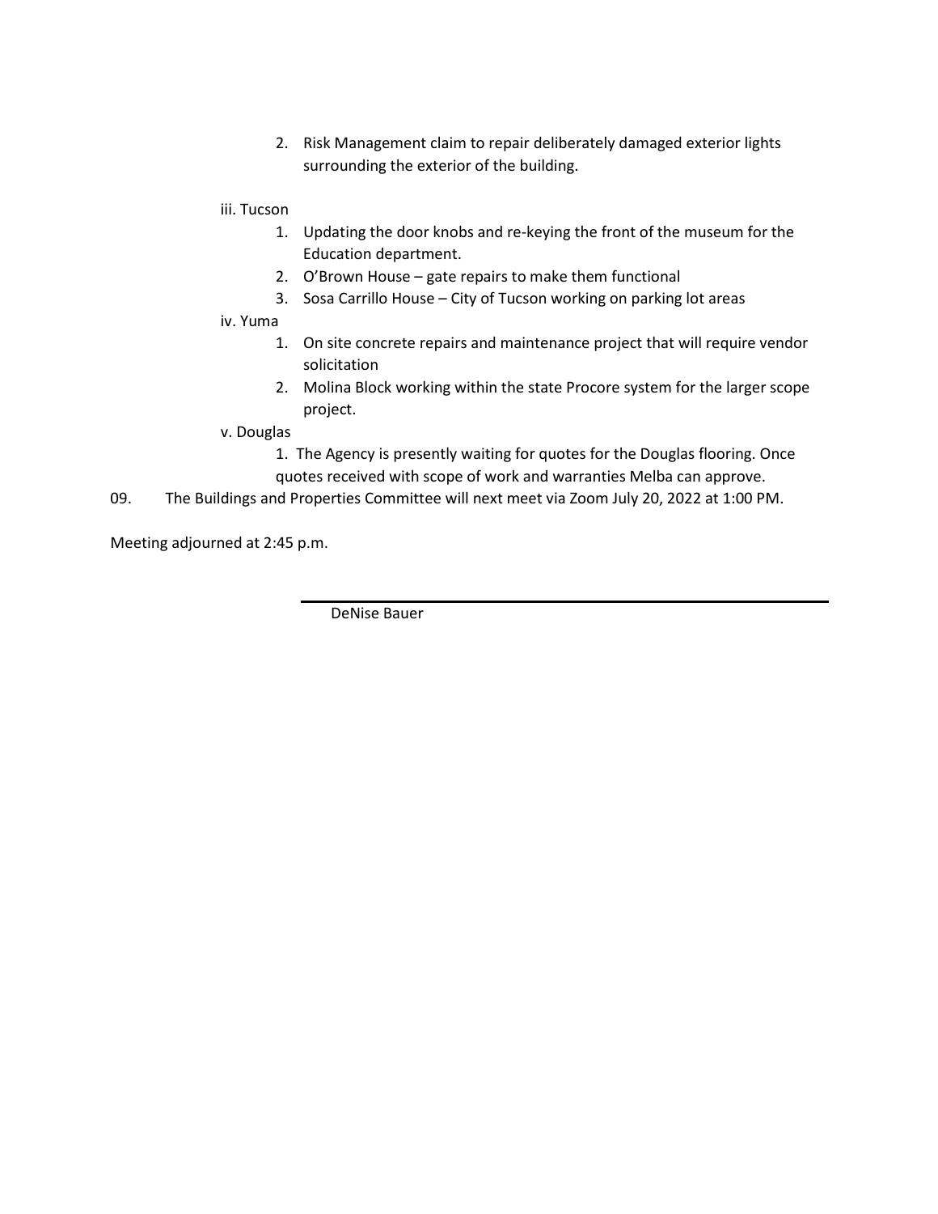2. Risk Management claim to repair deliberately damaged exterior lights surrounding the exterior of the building.

iii. Tucson

1. Updating the door knobs and re-keying the front of the museum for the Education department.
2. O'Brown House – gate repairs to make them functional
3. Sosa Carrillo House – City of Tucson working on parking lot areas

iv. Yuma

1. On site concrete repairs and maintenance project that will require vendor solicitation
2. Molina Block working within the state Procore system for the larger scope project.

v. Douglas

1. The Agency is presently waiting for quotes for the Douglas flooring. Once quotes received with scope of work and warranties Melba can approve.

09. The Buildings and Properties Committee will next meet via Zoom July 20, 2022 at 1:00 PM.

Meeting adjourned at 2:45 p.m.

DeNise Bauer